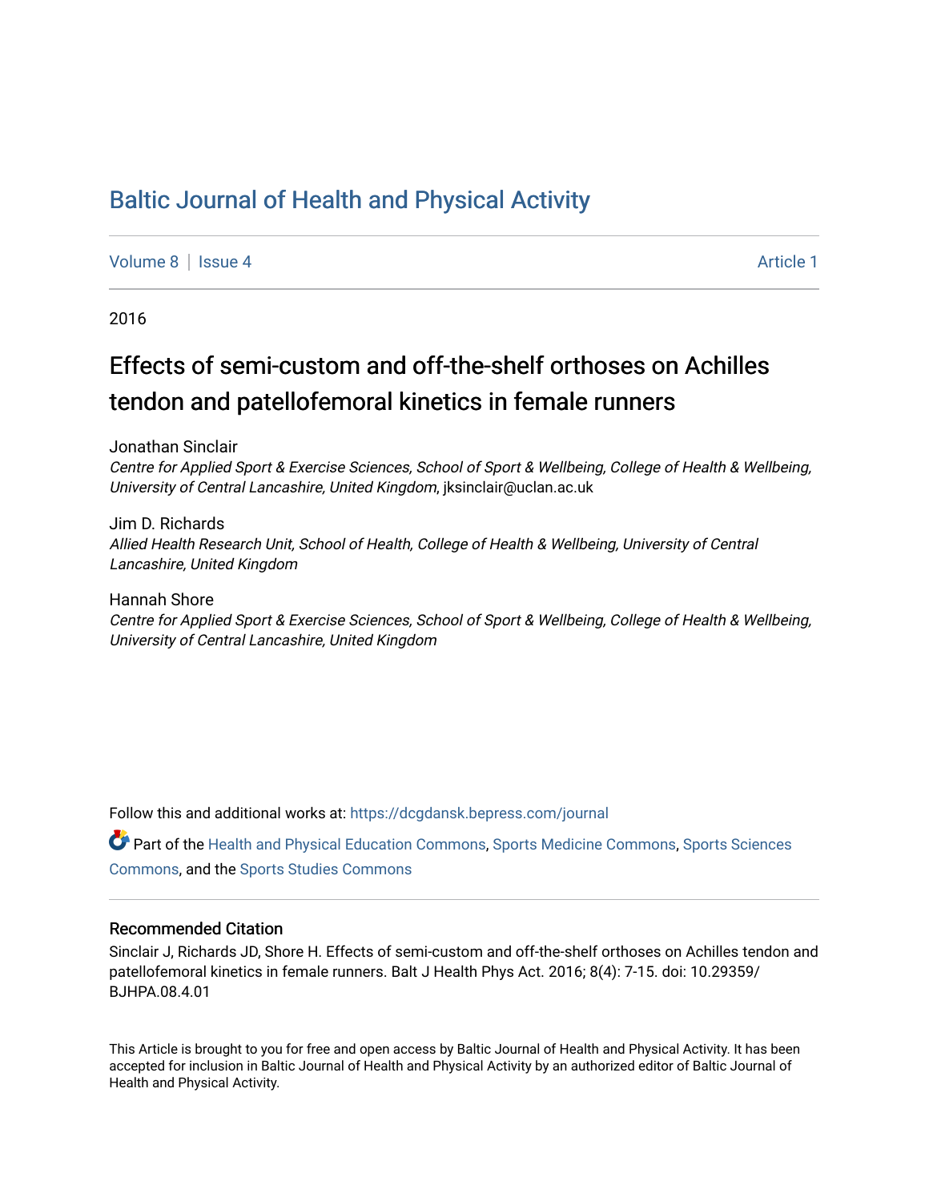# Baltic Journal of Health and Physical Activity

Volume 8 | Issue 4 Article 1

2016

## Effects of semi-custom and off-the-shelf orthoses on Achilles tendon and patellofemoral kinetics in female runners

Jonathan Sinclair
*Centre for Applied Sport & Exercise Sciences, School of Sport & Wellbeing, College of Health & Wellbeing, University of Central Lancashire, United Kingdom*, jksinclair@uclan.ac.uk

Jim D. Richards
*Allied Health Research Unit, School of Health, College of Health & Wellbeing, University of Central Lancashire, United Kingdom*

Hannah Shore
*Centre for Applied Sport & Exercise Sciences, School of Sport & Wellbeing, College of Health & Wellbeing, University of Central Lancashire, United Kingdom*

Follow this and additional works at: https://dcgdansk.bepress.com/journal

Part of the Health and Physical Education Commons, Sports Medicine Commons, Sports Sciences Commons, and the Sports Studies Commons

### Recommended Citation

Sinclair J, Richards JD, Shore H. Effects of semi-custom and off-the-shelf orthoses on Achilles tendon and patellofemoral kinetics in female runners. Balt J Health Phys Act. 2016; 8(4): 7-15. doi: 10.29359/BJHPA.08.4.01

This Article is brought to you for free and open access by Baltic Journal of Health and Physical Activity. It has been accepted for inclusion in Baltic Journal of Health and Physical Activity by an authorized editor of Baltic Journal of Health and Physical Activity.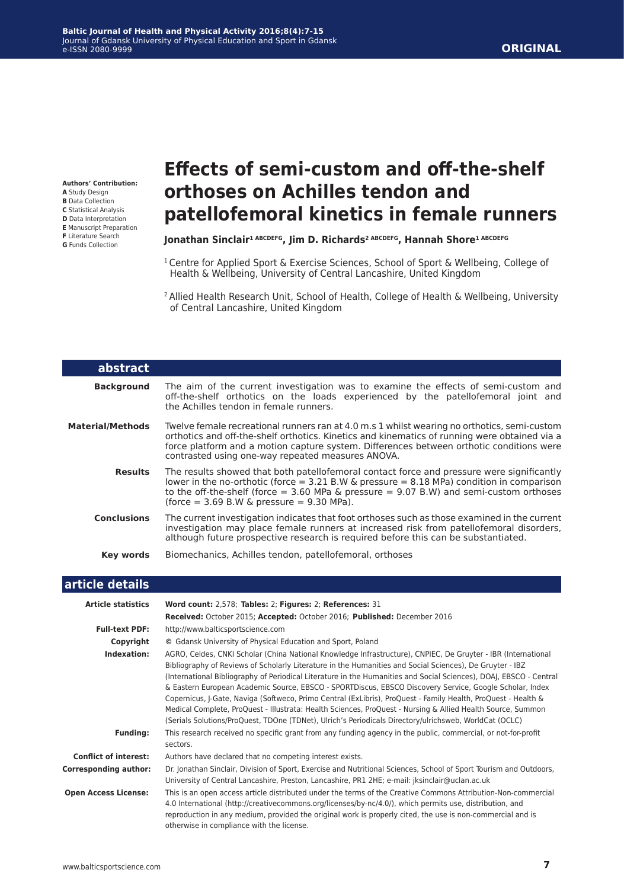**ORIGINAL**

**Authors' Contribution:**
**A** Study Design
**B** Data Collection
**C** Statistical Analysis
**D** Data Interpretation
**E** Manuscript Preparation
**F** Literature Search
**G** Funds Collection

# Effects of semi-custom and off-the-shelf orthoses on Achilles tendon and patellofemoral kinetics in female runners

**Jonathan Sinclair[1 ABCDEFG], Jim D. Richards[2 ABCDEFG], Hannah Shore[1 ABCDEFG]**

[1] Centre for Applied Sport & Exercise Sciences, School of Sport & Wellbeing, College of Health & Wellbeing, University of Central Lancashire, United Kingdom

[2] Allied Health Research Unit, School of Health, College of Health & Wellbeing, University of Central Lancashire, United Kingdom

## abstract

**Background** The aim of the current investigation was to examine the effects of semi-custom and off-the-shelf orthotics on the loads experienced by the patellofemoral joint and the Achilles tendon in female runners.

**Material/Methods** Twelve female recreational runners ran at 4.0 m.s 1 whilst wearing no orthotics, semi-custom orthotics and off-the-shelf orthotics. Kinetics and kinematics of running were obtained via a force platform and a motion capture system. Differences between orthotic conditions were contrasted using one-way repeated measures ANOVA.

**Results** The results showed that both patellofemoral contact force and pressure were significantly lower in the no-orthotic (force = 3.21 B.W & pressure = 8.18 MPa) condition in comparison to the off-the-shelf (force = 3.60 MPa & pressure = 9.07 B.W) and semi-custom orthoses (force = 3.69 B.W & pressure = 9.30 MPa).

**Conclusions** The current investigation indicates that foot orthoses such as those examined in the current investigation may place female runners at increased risk from patellofemoral disorders, although future prospective research is required before this can be substantiated.

**Key words** Biomechanics, Achilles tendon, patellofemoral, orthoses

## article details

**Article statistics** **Word count:** 2,578; **Tables:** 2; **Figures:** 2; **References:** 31

**Received:** October 2015; **Accepted:** October 2016; **Published:** December 2016

**Full-text PDF:** http://www.balticsportscience.com

**Copyright** © Gdansk University of Physical Education and Sport, Poland

**Indexation:** AGRO, Celdes, CNKI Scholar (China National Knowledge Infrastructure), CNPIEC, De Gruyter - IBR (International Bibliography of Reviews of Scholarly Literature in the Humanities and Social Sciences), De Gruyter - IBZ (International Bibliography of Periodical Literature in the Humanities and Social Sciences), DOAJ, EBSCO - Central & Eastern European Academic Source, EBSCO - SPORTDiscus, EBSCO Discovery Service, Google Scholar, Index Copernicus, J-Gate, Naviga (Softweco, Primo Central (ExLibris), ProQuest - Family Health, ProQuest - Health & Medical Complete, ProQuest - Illustrata: Health Sciences, ProQuest - Nursing & Allied Health Source, Summon (Serials Solutions/ProQuest, TDOne (TDNet), Ulrich's Periodicals Directory/ulrichsweb, WorldCat (OCLC)

**Funding:** This research received no specific grant from any funding agency in the public, commercial, or not-for-profit sectors.

**Conflict of interest:** Authors have declared that no competing interest exists.

**Corresponding author:** Dr. Jonathan Sinclair, Division of Sport, Exercise and Nutritional Sciences, School of Sport Tourism and Outdoors, University of Central Lancashire, Preston, Lancashire, PR1 2HE; e-mail: jksinclair@uclan.ac.uk

**Open Access License:** This is an open access article distributed under the terms of the Creative Commons Attribution-Non-commercial 4.0 International (http://creativecommons.org/licenses/by-nc/4.0/), which permits use, distribution, and reproduction in any medium, provided the original work is properly cited, the use is non-commercial and is otherwise in compliance with the license.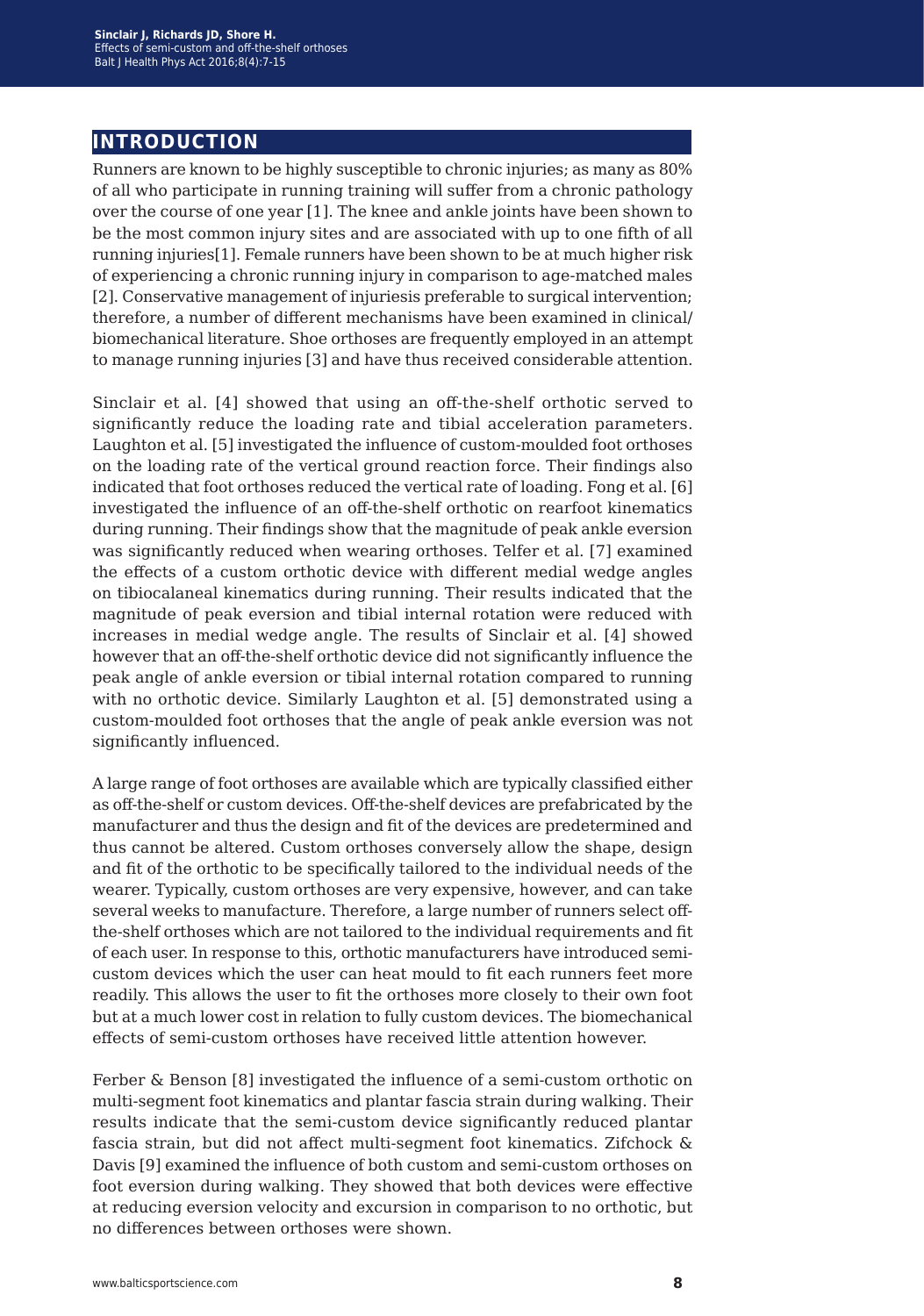# INTRODUCTION

Runners are known to be highly susceptible to chronic injuries; as many as 80% of all who participate in running training will suffer from a chronic pathology over the course of one year [1]. The knee and ankle joints have been shown to be the most common injury sites and are associated with up to one fifth of all running injuries[1]. Female runners have been shown to be at much higher risk of experiencing a chronic running injury in comparison to age-matched males [2]. Conservative management of injuriesis preferable to surgical intervention; therefore, a number of different mechanisms have been examined in clinical/ biomechanical literature. Shoe orthoses are frequently employed in an attempt to manage running injuries [3] and have thus received considerable attention.

Sinclair et al. [4] showed that using an off-the-shelf orthotic served to significantly reduce the loading rate and tibial acceleration parameters. Laughton et al. [5] investigated the influence of custom-moulded foot orthoses on the loading rate of the vertical ground reaction force. Their findings also indicated that foot orthoses reduced the vertical rate of loading. Fong et al. [6] investigated the influence of an off-the-shelf orthotic on rearfoot kinematics during running. Their findings show that the magnitude of peak ankle eversion was significantly reduced when wearing orthoses. Telfer et al. [7] examined the effects of a custom orthotic device with different medial wedge angles on tibiocalaneal kinematics during running. Their results indicated that the magnitude of peak eversion and tibial internal rotation were reduced with increases in medial wedge angle. The results of Sinclair et al. [4] showed however that an off-the-shelf orthotic device did not significantly influence the peak angle of ankle eversion or tibial internal rotation compared to running with no orthotic device. Similarly Laughton et al. [5] demonstrated using a custom-moulded foot orthoses that the angle of peak ankle eversion was not significantly influenced.

A large range of foot orthoses are available which are typically classified either as off-the-shelf or custom devices. Off-the-shelf devices are prefabricated by the manufacturer and thus the design and fit of the devices are predetermined and thus cannot be altered. Custom orthoses conversely allow the shape, design and fit of the orthotic to be specifically tailored to the individual needs of the wearer. Typically, custom orthoses are very expensive, however, and can take several weeks to manufacture. Therefore, a large number of runners select off-the-shelf orthoses which are not tailored to the individual requirements and fit of each user. In response to this, orthotic manufacturers have introduced semi-custom devices which the user can heat mould to fit each runners feet more readily. This allows the user to fit the orthoses more closely to their own foot but at a much lower cost in relation to fully custom devices. The biomechanical effects of semi-custom orthoses have received little attention however.

Ferber & Benson [8] investigated the influence of a semi-custom orthotic on multi-segment foot kinematics and plantar fascia strain during walking. Their results indicate that the semi-custom device significantly reduced plantar fascia strain, but did not affect multi-segment foot kinematics. Zifchock & Davis [9] examined the influence of both custom and semi-custom orthoses on foot eversion during walking. They showed that both devices were effective at reducing eversion velocity and excursion in comparison to no orthotic, but no differences between orthoses were shown.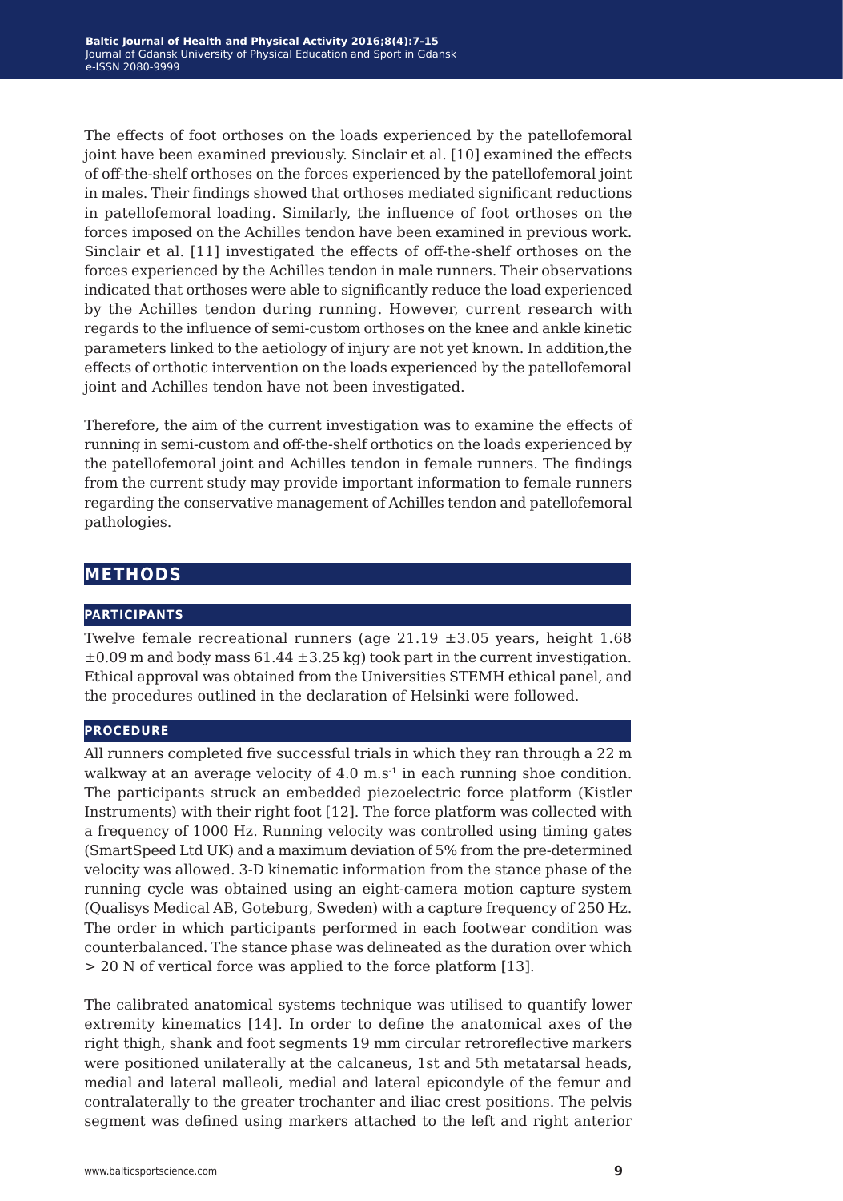The effects of foot orthoses on the loads experienced by the patellofemoral joint have been examined previously. Sinclair et al. [10] examined the effects of off-the-shelf orthoses on the forces experienced by the patellofemoral joint in males. Their findings showed that orthoses mediated significant reductions in patellofemoral loading. Similarly, the influence of foot orthoses on the forces imposed on the Achilles tendon have been examined in previous work. Sinclair et al. [11] investigated the effects of off-the-shelf orthoses on the forces experienced by the Achilles tendon in male runners. Their observations indicated that orthoses were able to significantly reduce the load experienced by the Achilles tendon during running. However, current research with regards to the influence of semi-custom orthoses on the knee and ankle kinetic parameters linked to the aetiology of injury are not yet known. In addition,the effects of orthotic intervention on the loads experienced by the patellofemoral joint and Achilles tendon have not been investigated.

Therefore, the aim of the current investigation was to examine the effects of running in semi-custom and off-the-shelf orthotics on the loads experienced by the patellofemoral joint and Achilles tendon in female runners. The findings from the current study may provide important information to female runners regarding the conservative management of Achilles tendon and patellofemoral pathologies.

## METHODS

### PARTICIPANTS

Twelve female recreational runners (age 21.19 ±3.05 years, height 1.68 ±0.09 m and body mass 61.44 ±3.25 kg) took part in the current investigation. Ethical approval was obtained from the Universities STEMH ethical panel, and the procedures outlined in the declaration of Helsinki were followed.

### PROCEDURE

All runners completed five successful trials in which they ran through a 22 m walkway at an average velocity of 4.0 $m.s^{-1}$ in each running shoe condition. The participants struck an embedded piezoelectric force platform (Kistler Instruments) with their right foot [12]. The force platform was collected with a frequency of 1000 Hz. Running velocity was controlled using timing gates (SmartSpeed Ltd UK) and a maximum deviation of 5% from the pre-determined velocity was allowed. 3-D kinematic information from the stance phase of the running cycle was obtained using an eight-camera motion capture system (Qualisys Medical AB, Goteburg, Sweden) with a capture frequency of 250 Hz. The order in which participants performed in each footwear condition was counterbalanced. The stance phase was delineated as the duration over which > 20 N of vertical force was applied to the force platform [13].

The calibrated anatomical systems technique was utilised to quantify lower extremity kinematics [14]. In order to define the anatomical axes of the right thigh, shank and foot segments 19 mm circular retroreflective markers were positioned unilaterally at the calcaneus, 1st and 5th metatarsal heads, medial and lateral malleoli, medial and lateral epicondyle of the femur and contralaterally to the greater trochanter and iliac crest positions. The pelvis segment was defined using markers attached to the left and right anterior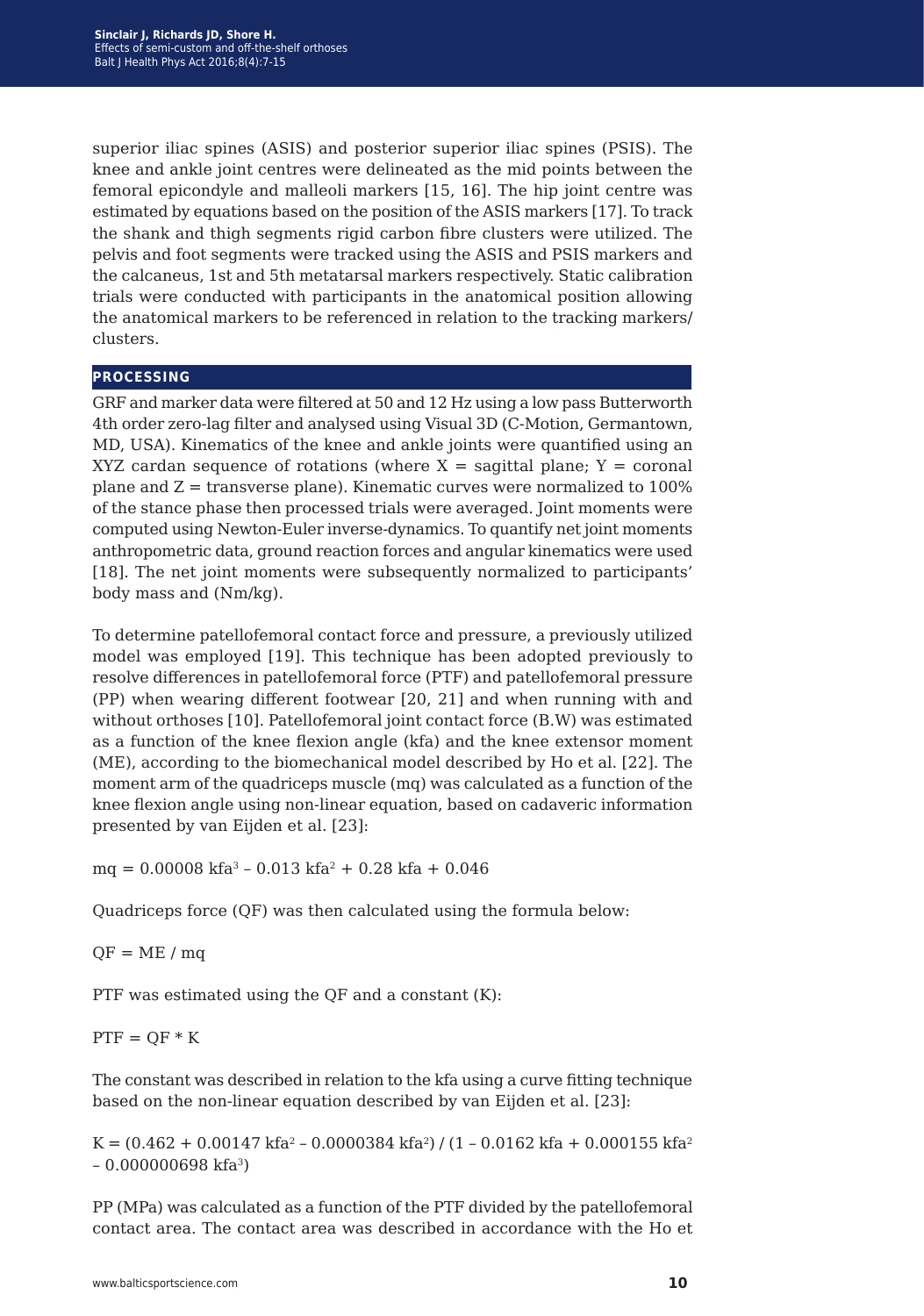superior iliac spines (ASIS) and posterior superior iliac spines (PSIS). The knee and ankle joint centres were delineated as the mid points between the femoral epicondyle and malleoli markers [15, 16]. The hip joint centre was estimated by equations based on the position of the ASIS markers [17]. To track the shank and thigh segments rigid carbon fibre clusters were utilized. The pelvis and foot segments were tracked using the ASIS and PSIS markers and the calcaneus, 1st and 5th metatarsal markers respectively. Static calibration trials were conducted with participants in the anatomical position allowing the anatomical markers to be referenced in relation to the tracking markers/clusters.

## PROCESSING

GRF and marker data were filtered at 50 and 12 Hz using a low pass Butterworth 4th order zero-lag filter and analysed using Visual 3D (C-Motion, Germantown, MD, USA). Kinematics of the knee and ankle joints were quantified using an XYZ cardan sequence of rotations (where X = sagittal plane; Y = coronal plane and Z = transverse plane). Kinematic curves were normalized to 100% of the stance phase then processed trials were averaged. Joint moments were computed using Newton-Euler inverse-dynamics. To quantify net joint moments anthropometric data, ground reaction forces and angular kinematics were used [18]. The net joint moments were subsequently normalized to participants' body mass and (Nm/kg).

To determine patellofemoral contact force and pressure, a previously utilized model was employed [19]. This technique has been adopted previously to resolve differences in patellofemoral force (PTF) and patellofemoral pressure (PP) when wearing different footwear [20, 21] and when running with and without orthoses [10]. Patellofemoral joint contact force (B.W) was estimated as a function of the knee flexion angle (kfa) and the knee extensor moment (ME), according to the biomechanical model described by Ho et al. [22]. The moment arm of the quadriceps muscle (mq) was calculated as a function of the knee flexion angle using non-linear equation, based on cadaveric information presented by van Eijden et al. [23]:

$$mq = 0.00008\ kfa^3 - 0.013\ kfa^2 + 0.28\ kfa + 0.046$$

Quadriceps force (QF) was then calculated using the formula below:

$$QF = ME / mq$$

PTF was estimated using the QF and a constant (K):

$$PTF = QF * K$$

The constant was described in relation to the kfa using a curve fitting technique based on the non-linear equation described by van Eijden et al. [23]:

$$K = (0.462 + 0.00147\ kfa^2 - 0.0000384\ kfa^2) / (1 - 0.0162\ kfa + 0.000155\ kfa^2 - 0.000000698\ kfa^3)$$

PP (MPa) was calculated as a function of the PTF divided by the patellofemoral contact area. The contact area was described in accordance with the Ho et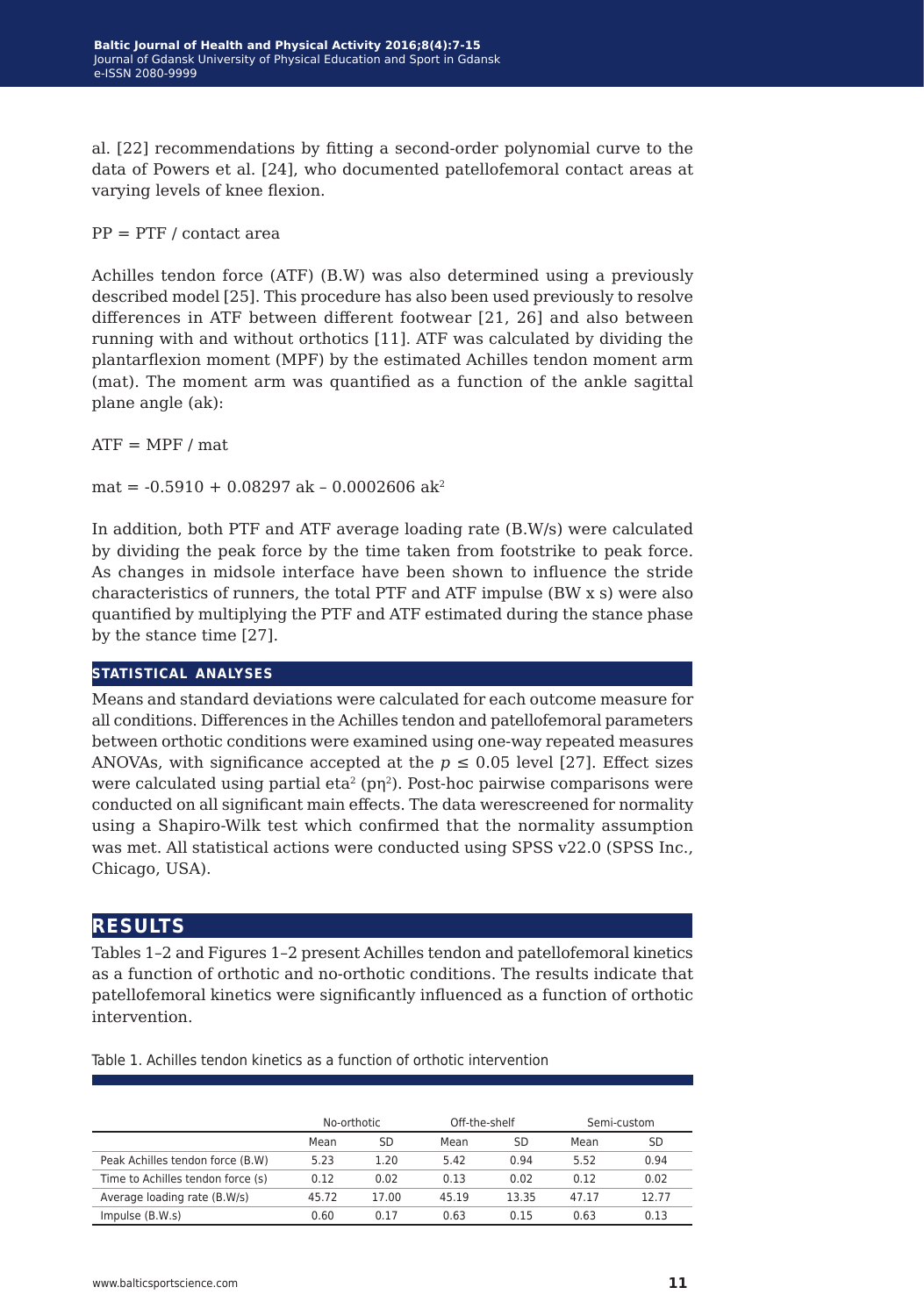al. [22] recommendations by fitting a second-order polynomial curve to the data of Powers et al. [24], who documented patellofemoral contact areas at varying levels of knee flexion.

$$PP = PTF / contact\ area$$

Achilles tendon force (ATF) (B.W) was also determined using a previously described model [25]. This procedure has also been used previously to resolve differences in ATF between different footwear [21, 26] and also between running with and without orthotics [11]. ATF was calculated by dividing the plantarflexion moment (MPF) by the estimated Achilles tendon moment arm (mat). The moment arm was quantified as a function of the ankle sagittal plane angle (ak):

$$ATF = MPF / mat$$

$$mat = -0.5910 + 0.08297\ ak - 0.0002606\ ak^2$$

In addition, both PTF and ATF average loading rate (B.W/s) were calculated by dividing the peak force by the time taken from footstrike to peak force. As changes in midsole interface have been shown to influence the stride characteristics of runners, the total PTF and ATF impulse (BW x s) were also quantified by multiplying the PTF and ATF estimated during the stance phase by the stance time [27].

### STATISTICAL ANALYSES

Means and standard deviations were calculated for each outcome measure for all conditions. Differences in the Achilles tendon and patellofemoral parameters between orthotic conditions were examined using one-way repeated measures ANOVAs, with significance accepted at the $p \leq 0.05$ level [27]. Effect sizes were calculated using partial eta$^2$ (p$\eta^2$). Post-hoc pairwise comparisons were conducted on all significant main effects. The data werescreened for normality using a Shapiro-Wilk test which confirmed that the normality assumption was met. All statistical actions were conducted using SPSS v22.0 (SPSS Inc., Chicago, USA).

## RESULTS

Tables 1–2 and Figures 1–2 present Achilles tendon and patellofemoral kinetics as a function of orthotic and no-orthotic conditions. The results indicate that patellofemoral kinetics were significantly influenced as a function of orthotic intervention.

Table 1. Achilles tendon kinetics as a function of orthotic intervention

| | No-orthotic | | Off-the-shelf | | Semi-custom | |
|---|---|---|---|---|---|---|
| | Mean | SD | Mean | SD | Mean | SD |
| Peak Achilles tendon force (B.W) | 5.23 | 1.20 | 5.42 | 0.94 | 5.52 | 0.94 |
| Time to Achilles tendon force (s) | 0.12 | 0.02 | 0.13 | 0.02 | 0.12 | 0.02 |
| Average loading rate (B.W/s) | 45.72 | 17.00 | 45.19 | 13.35 | 47.17 | 12.77 |
| Impulse (B.W.s) | 0.60 | 0.17 | 0.63 | 0.15 | 0.63 | 0.13 |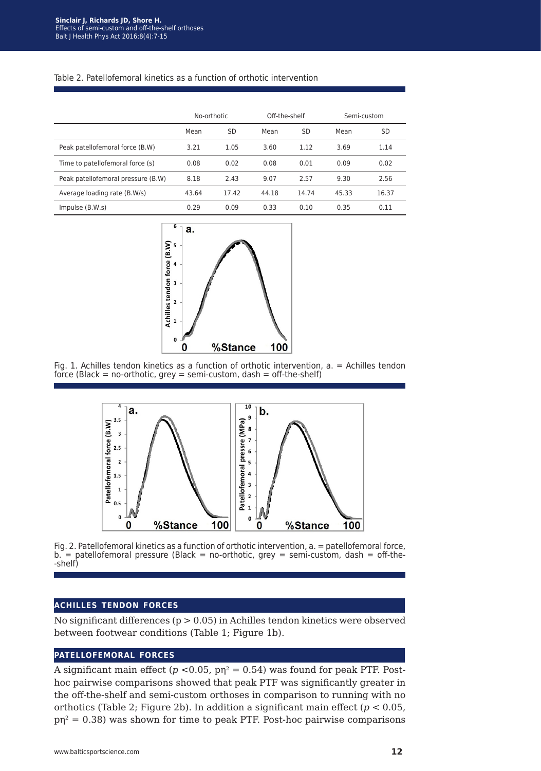Table 2. Patellofemoral kinetics as a function of orthotic intervention

| | No-orthotic | | Off-the-shelf | | Semi-custom | |
|---|---|---|---|---|---|---|
| | Mean | SD | Mean | SD | Mean | SD |
| Peak patellofemoral force (B.W) | 3.21 | 1.05 | 3.60 | 1.12 | 3.69 | 1.14 |
| Time to patellofemoral force (s) | 0.08 | 0.02 | 0.08 | 0.01 | 0.09 | 0.02 |
| Peak patellofemoral pressure (B.W) | 8.18 | 2.43 | 9.07 | 2.57 | 9.30 | 2.56 |
| Average loading rate (B.W/s) | 43.64 | 17.42 | 44.18 | 14.74 | 45.33 | 16.37 |
| Impulse (B.W.s) | 0.29 | 0.09 | 0.33 | 0.10 | 0.35 | 0.11 |

Fig. 1. Achilles tendon kinetics as a function of orthotic intervention, a. = Achilles tendon force (Black = no-orthotic, grey = semi-custom, dash = off-the-shelf)

Fig. 2. Patellofemoral kinetics as a function of orthotic intervention, a. = patellofemoral force, b. = patellofemoral pressure (Black = no-orthotic, grey = semi-custom, dash = off-the--shelf)

## ACHILLES TENDON FORCES

No significant differences ($p > 0.05$) in Achilles tendon kinetics were observed between footwear conditions (Table 1; Figure 1b).

## PATELLOFEMORAL FORCES

A significant main effect ($p < 0.05$, $p\eta^2 = 0.54$) was found for peak PTF. Post-hoc pairwise comparisons showed that peak PTF was significantly greater in the off-the-shelf and semi-custom orthoses in comparison to running with no orthotics (Table 2; Figure 2b). In addition a significant main effect ($p < 0.05$, $p\eta^2 = 0.38$) was shown for time to peak PTF. Post-hoc pairwise comparisons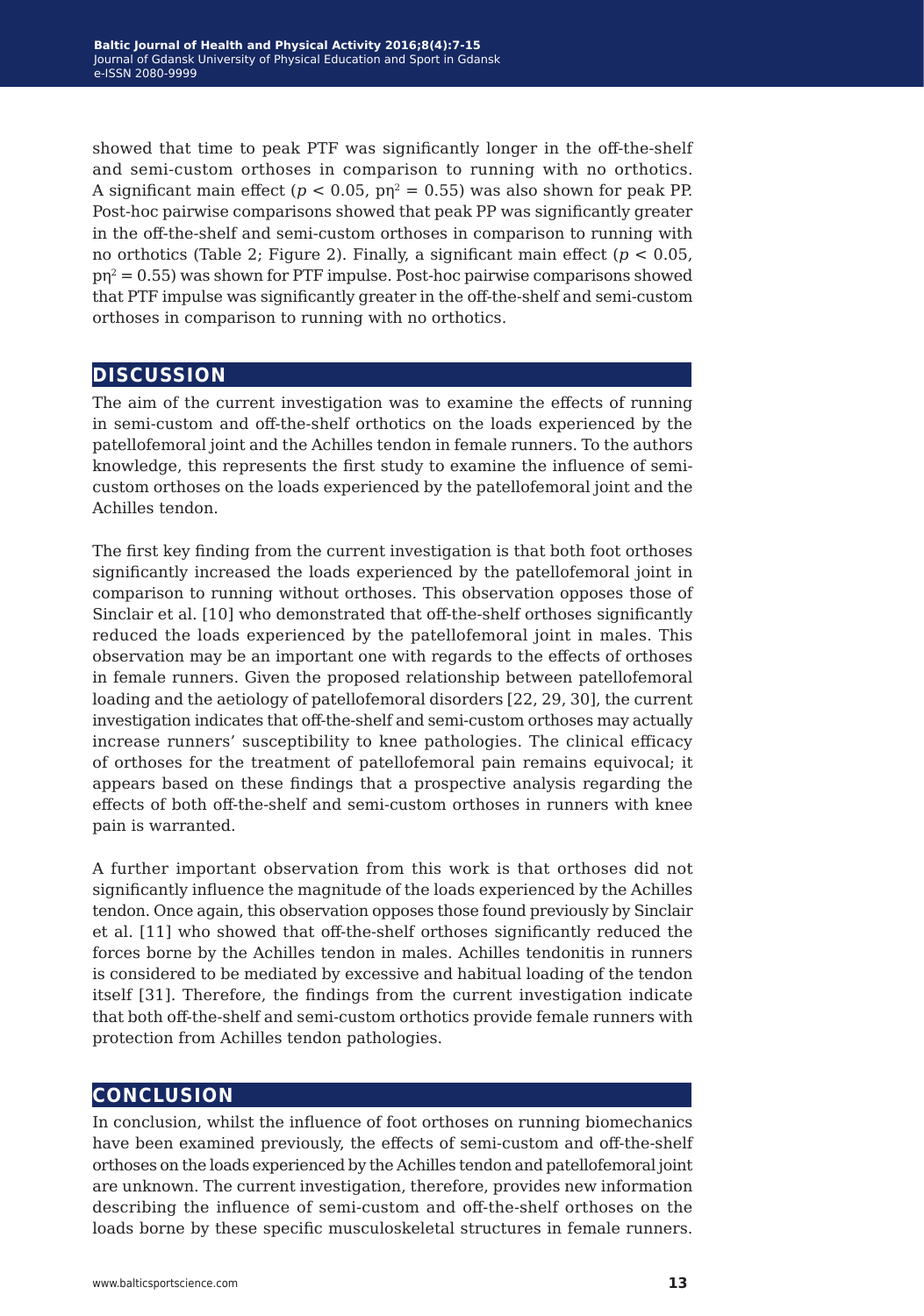showed that time to peak PTF was significantly longer in the off-the-shelf and semi-custom orthoses in comparison to running with no orthotics. A significant main effect ($p < 0.05$, $p\eta^2 = 0.55$) was also shown for peak PP. Post-hoc pairwise comparisons showed that peak PP was significantly greater in the off-the-shelf and semi-custom orthoses in comparison to running with no orthotics (Table 2; Figure 2). Finally, a significant main effect ($p < 0.05$, $p\eta^2 = 0.55$) was shown for PTF impulse. Post-hoc pairwise comparisons showed that PTF impulse was significantly greater in the off-the-shelf and semi-custom orthoses in comparison to running with no orthotics.

## DISCUSSION

The aim of the current investigation was to examine the effects of running in semi-custom and off-the-shelf orthotics on the loads experienced by the patellofemoral joint and the Achilles tendon in female runners. To the authors knowledge, this represents the first study to examine the influence of semi-custom orthoses on the loads experienced by the patellofemoral joint and the Achilles tendon.

The first key finding from the current investigation is that both foot orthoses significantly increased the loads experienced by the patellofemoral joint in comparison to running without orthoses. This observation opposes those of Sinclair et al. [10] who demonstrated that off-the-shelf orthoses significantly reduced the loads experienced by the patellofemoral joint in males. This observation may be an important one with regards to the effects of orthoses in female runners. Given the proposed relationship between patellofemoral loading and the aetiology of patellofemoral disorders [22, 29, 30], the current investigation indicates that off-the-shelf and semi-custom orthoses may actually increase runners' susceptibility to knee pathologies. The clinical efficacy of orthoses for the treatment of patellofemoral pain remains equivocal; it appears based on these findings that a prospective analysis regarding the effects of both off-the-shelf and semi-custom orthoses in runners with knee pain is warranted.

A further important observation from this work is that orthoses did not significantly influence the magnitude of the loads experienced by the Achilles tendon. Once again, this observation opposes those found previously by Sinclair et al. [11] who showed that off-the-shelf orthoses significantly reduced the forces borne by the Achilles tendon in males. Achilles tendonitis in runners is considered to be mediated by excessive and habitual loading of the tendon itself [31]. Therefore, the findings from the current investigation indicate that both off-the-shelf and semi-custom orthotics provide female runners with protection from Achilles tendon pathologies.

## CONCLUSION

In conclusion, whilst the influence of foot orthoses on running biomechanics have been examined previously, the effects of semi-custom and off-the-shelf orthoses on the loads experienced by the Achilles tendon and patellofemoral joint are unknown. The current investigation, therefore, provides new information describing the influence of semi-custom and off-the-shelf orthoses on the loads borne by these specific musculoskeletal structures in female runners.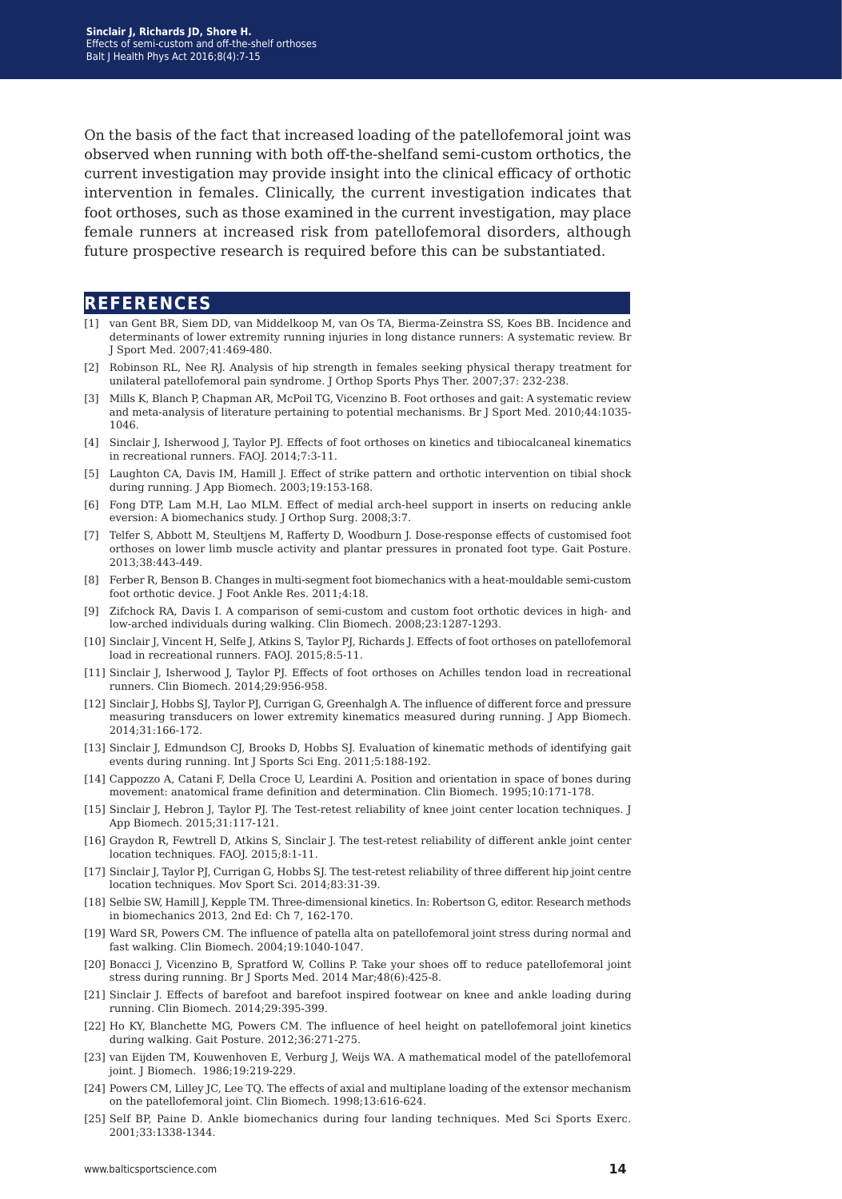On the basis of the fact that increased loading of the patellofemoral joint was observed when running with both off-the-shelfand semi-custom orthotics, the current investigation may provide insight into the clinical efficacy of orthotic intervention in females. Clinically, the current investigation indicates that foot orthoses, such as those examined in the current investigation, may place female runners at increased risk from patellofemoral disorders, although future prospective research is required before this can be substantiated.

## REFERENCES

[1] van Gent BR, Siem DD, van Middelkoop M, van Os TA, Bierma-Zeinstra SS, Koes BB. Incidence and determinants of lower extremity running injuries in long distance runners: A systematic review. Br J Sport Med. 2007;41:469-480.

[2] Robinson RL, Nee RJ. Analysis of hip strength in females seeking physical therapy treatment for unilateral patellofemoral pain syndrome. J Orthop Sports Phys Ther. 2007;37: 232-238.

[3] Mills K, Blanch P, Chapman AR, McPoil TG, Vicenzino B. Foot orthoses and gait: A systematic review and meta-analysis of literature pertaining to potential mechanisms. Br J Sport Med. 2010;44:1035-1046.

[4] Sinclair J, Isherwood J, Taylor PJ. Effects of foot orthoses on kinetics and tibiocalcaneal kinematics in recreational runners. FAOJ. 2014;7:3-11.

[5] Laughton CA, Davis IM, Hamill J. Effect of strike pattern and orthotic intervention on tibial shock during running. J App Biomech. 2003;19:153-168.

[6] Fong DTP, Lam M.H, Lao MLM. Effect of medial arch-heel support in inserts on reducing ankle eversion: A biomechanics study. J Orthop Surg. 2008;3:7.

[7] Telfer S, Abbott M, Steultjens M, Rafferty D, Woodburn J. Dose-response effects of customised foot orthoses on lower limb muscle activity and plantar pressures in pronated foot type. Gait Posture. 2013;38:443-449.

[8] Ferber R, Benson B. Changes in multi-segment foot biomechanics with a heat-mouldable semi-custom foot orthotic device. J Foot Ankle Res. 2011;4:18.

[9] Zifchock RA, Davis I. A comparison of semi-custom and custom foot orthotic devices in high- and low-arched individuals during walking. Clin Biomech. 2008;23:1287-1293.

[10] Sinclair J, Vincent H, Selfe J, Atkins S, Taylor PJ, Richards J. Effects of foot orthoses on patellofemoral load in recreational runners. FAOJ. 2015;8:5-11.

[11] Sinclair J, Isherwood J, Taylor PJ. Effects of foot orthoses on Achilles tendon load in recreational runners. Clin Biomech. 2014;29:956-958.

[12] Sinclair J, Hobbs SJ, Taylor PJ, Currigan G, Greenhalgh A. The influence of different force and pressure measuring transducers on lower extremity kinematics measured during running. J App Biomech. 2014;31:166-172.

[13] Sinclair J, Edmundson CJ, Brooks D, Hobbs SJ. Evaluation of kinematic methods of identifying gait events during running. Int J Sports Sci Eng. 2011;5:188-192.

[14] Cappozzo A, Catani F, Della Croce U, Leardini A. Position and orientation in space of bones during movement: anatomical frame definition and determination. Clin Biomech. 1995;10:171-178.

[15] Sinclair J, Hebron J, Taylor PJ. The Test-retest reliability of knee joint center location techniques. J App Biomech. 2015;31:117-121.

[16] Graydon R, Fewtrell D, Atkins S, Sinclair J. The test-retest reliability of different ankle joint center location techniques. FAOJ. 2015;8:1-11.

[17] Sinclair J, Taylor PJ, Currigan G, Hobbs SJ. The test-retest reliability of three different hip joint centre location techniques. Mov Sport Sci. 2014;83:31-39.

[18] Selbie SW, Hamill J, Kepple TM. Three-dimensional kinetics. In: Robertson G, editor. Research methods in biomechanics 2013, 2nd Ed: Ch 7, 162-170.

[19] Ward SR, Powers CM. The influence of patella alta on patellofemoral joint stress during normal and fast walking. Clin Biomech. 2004;19:1040-1047.

[20] Bonacci J, Vicenzino B, Spratford W, Collins P. Take your shoes off to reduce patellofemoral joint stress during running. Br J Sports Med. 2014 Mar;48(6):425-8.

[21] Sinclair J. Effects of barefoot and barefoot inspired footwear on knee and ankle loading during running. Clin Biomech. 2014;29:395-399.

[22] Ho KY, Blanchette MG, Powers CM. The influence of heel height on patellofemoral joint kinetics during walking. Gait Posture. 2012;36:271-275.

[23] van Eijden TM, Kouwenhoven E, Verburg J, Weijs WA. A mathematical model of the patellofemoral joint. J Biomech. 1986;19:219-229.

[24] Powers CM, Lilley JC, Lee TQ. The effects of axial and multiplane loading of the extensor mechanism on the patellofemoral joint. Clin Biomech. 1998;13:616-624.

[25] Self BP, Paine D. Ankle biomechanics during four landing techniques. Med Sci Sports Exerc. 2001;33:1338-1344.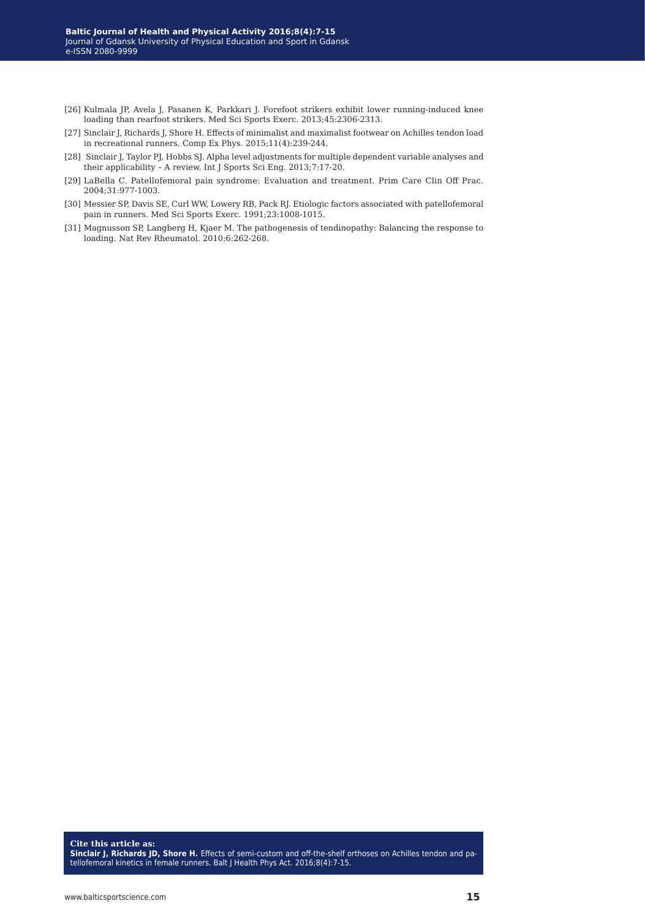[26] Kulmala JP, Avela J, Pasanen K, Parkkari J. Forefoot strikers exhibit lower running-induced knee loading than rearfoot strikers. Med Sci Sports Exerc. 2013;45:2306-2313.

[27] Sinclair J, Richards J, Shore H. Effects of minimalist and maximalist footwear on Achilles tendon load in recreational runners. Comp Ex Phys. 2015;11(4):239-244.

[28] Sinclair J, Taylor PJ, Hobbs SJ. Alpha level adjustments for multiple dependent variable analyses and their applicability – A review. Int J Sports Sci Eng. 2013;7:17-20.

[29] LaBella C. Patellofemoral pain syndrome: Evaluation and treatment. Prim Care Clin Off Prac. 2004;31:977-1003.

[30] Messier SP, Davis SE, Curl WW, Lowery RB, Pack RJ. Etiologic factors associated with patellofemoral pain in runners. Med Sci Sports Exerc. 1991;23:1008-1015.

[31] Magnusson SP, Langberg H, Kjaer M. The pathogenesis of tendinopathy: Balancing the response to loading. Nat Rev Rheumatol. 2010;6:262-268.

**Cite this article as:**
**Sinclair J, Richards JD, Shore H.** Effects of semi-custom and off-the-shelf orthoses on Achilles tendon and patellofemoral kinetics in female runners. Balt J Health Phys Act. 2016;8(4):7-15.